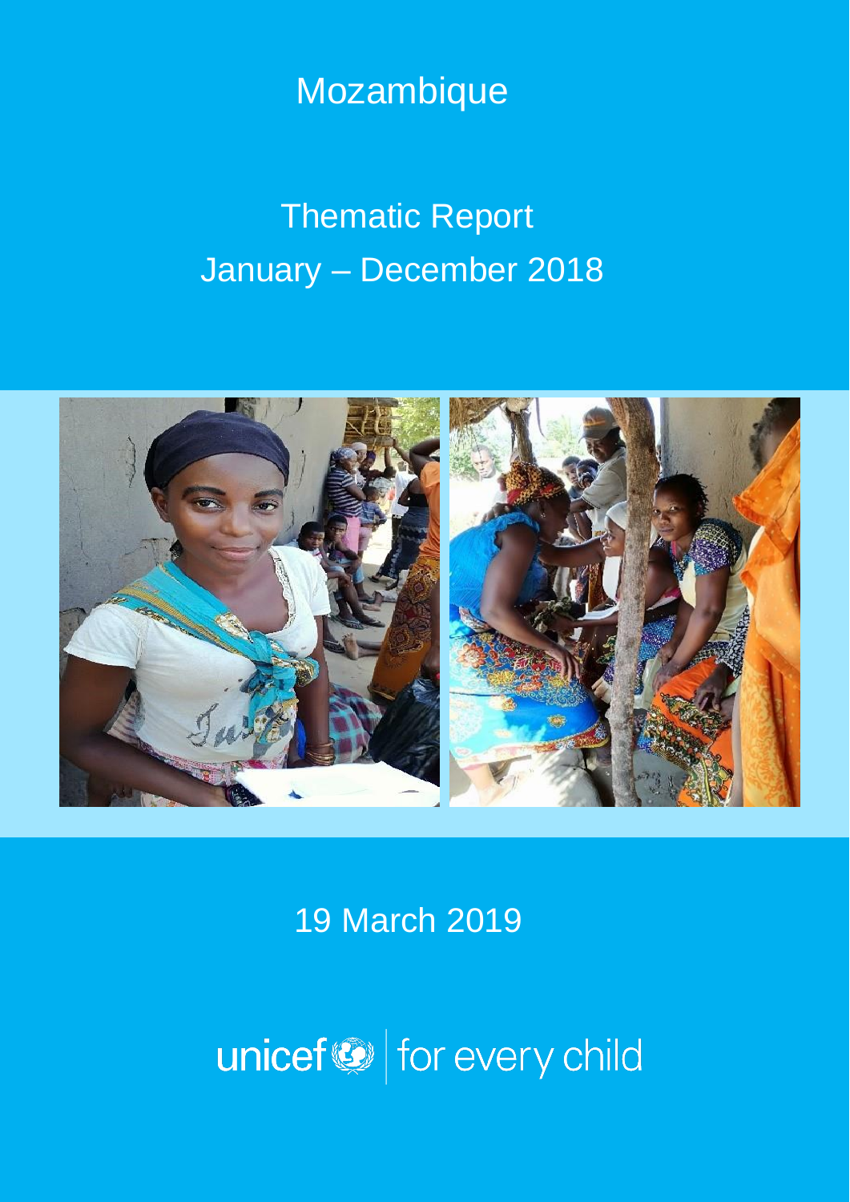# Mozambique

## Thematic Report
## January – December 2018

19 March 2019

unicef | for every child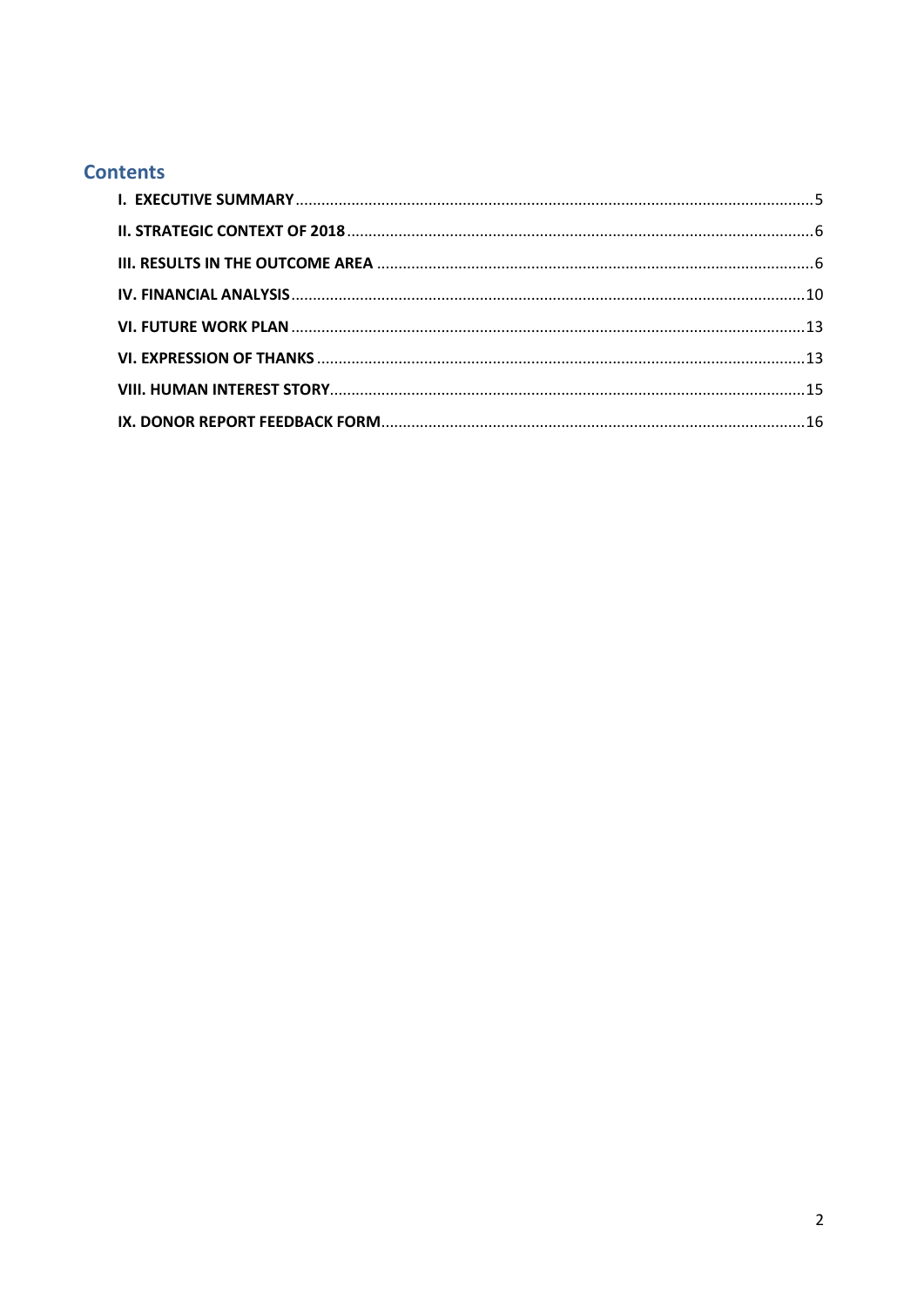## Contents

- **I. EXECUTIVE SUMMARY** ........................................................ 5
- **II. STRATEGIC CONTEXT OF 2018** ........................................................ 6
- **III. RESULTS IN THE OUTCOME AREA** ........................................................ 6
- **IV. FINANCIAL ANALYSIS** ........................................................ 10
- **VI. FUTURE WORK PLAN** ........................................................ 13
- **VI. EXPRESSION OF THANKS** ........................................................ 13
- **VIII. HUMAN INTEREST STORY** ........................................................ 15
- **IX. DONOR REPORT FEEDBACK FORM** ........................................................ 16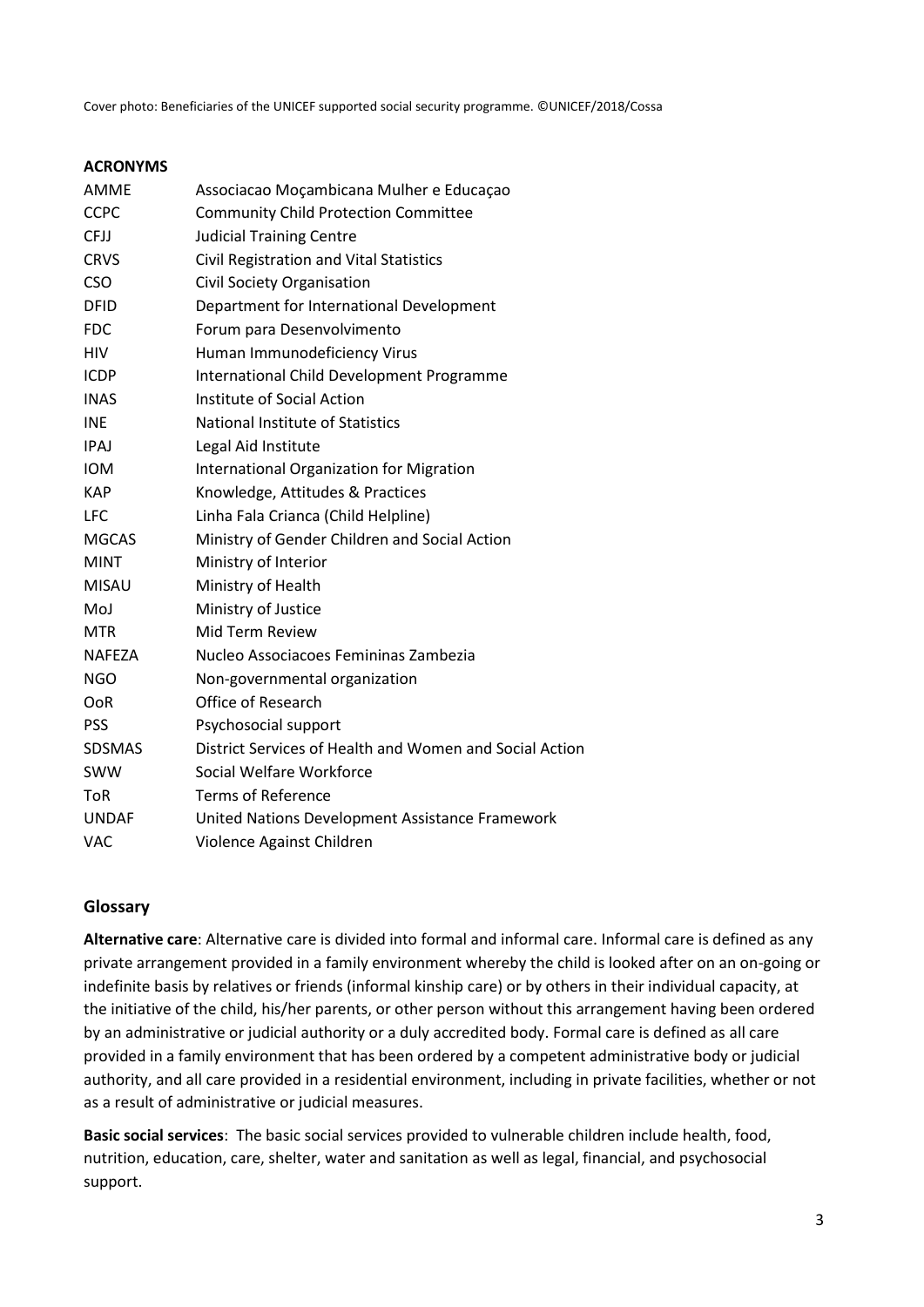Cover photo: Beneficiaries of the UNICEF supported social security programme. ©UNICEF/2018/Cossa

**ACRONYMS**

| | |
|---|---|
| AMME | Associacao Moçambicana Mulher e Educaçao |
| CCPC | Community Child Protection Committee |
| CFJJ | Judicial Training Centre |
| CRVS | Civil Registration and Vital Statistics |
| CSO | Civil Society Organisation |
| DFID | Department for International Development |
| FDC | Forum para Desenvolvimento |
| HIV | Human Immunodeficiency Virus |
| ICDP | International Child Development Programme |
| INAS | Institute of Social Action |
| INE | National Institute of Statistics |
| IPAJ | Legal Aid Institute |
| IOM | International Organization for Migration |
| KAP | Knowledge, Attitudes & Practices |
| LFC | Linha Fala Crianca (Child Helpline) |
| MGCAS | Ministry of Gender Children and Social Action |
| MINT | Ministry of Interior |
| MISAU | Ministry of Health |
| MoJ | Ministry of Justice |
| MTR | Mid Term Review |
| NAFEZA | Nucleo Associacoes Femininas Zambezia |
| NGO | Non-governmental organization |
| OoR | Office of Research |
| PSS | Psychosocial support |
| SDSMAS | District Services of Health and Women and Social Action |
| SWW | Social Welfare Workforce |
| ToR | Terms of Reference |
| UNDAF | United Nations Development Assistance Framework |
| VAC | Violence Against Children |

## Glossary

**Alternative care**: Alternative care is divided into formal and informal care. Informal care is defined as any private arrangement provided in a family environment whereby the child is looked after on an on-going or indefinite basis by relatives or friends (informal kinship care) or by others in their individual capacity, at the initiative of the child, his/her parents, or other person without this arrangement having been ordered by an administrative or judicial authority or a duly accredited body. Formal care is defined as all care provided in a family environment that has been ordered by a competent administrative body or judicial authority, and all care provided in a residential environment, including in private facilities, whether or not as a result of administrative or judicial measures.

**Basic social services**: The basic social services provided to vulnerable children include health, food, nutrition, education, care, shelter, water and sanitation as well as legal, financial, and psychosocial support.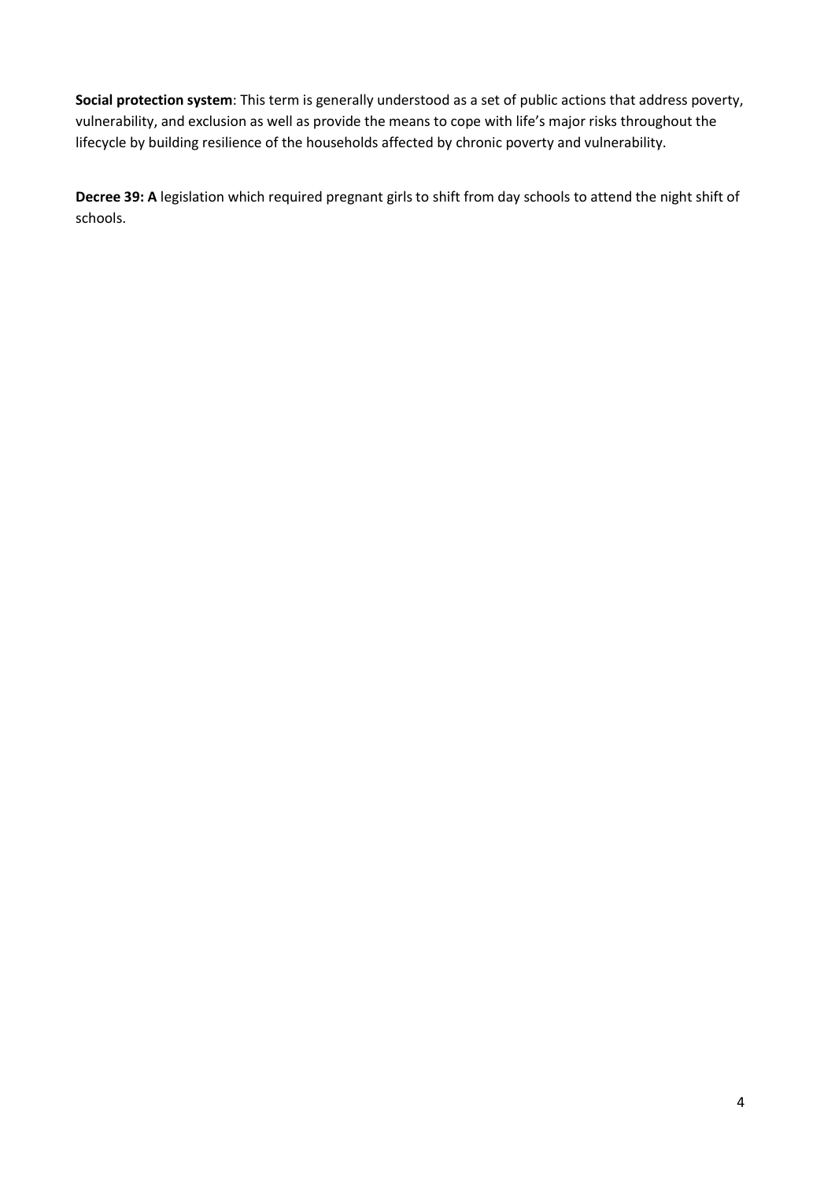**Social protection system**: This term is generally understood as a set of public actions that address poverty, vulnerability, and exclusion as well as provide the means to cope with life's major risks throughout the lifecycle by building resilience of the households affected by chronic poverty and vulnerability.

**Decree 39: A** legislation which required pregnant girls to shift from day schools to attend the night shift of schools.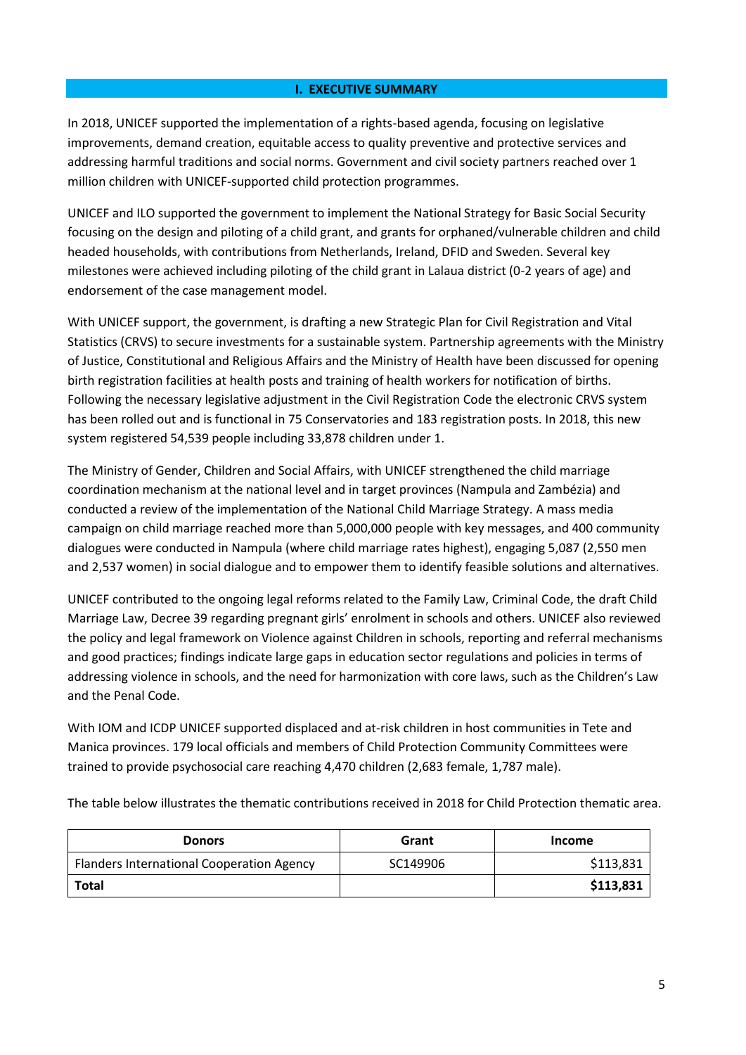# I. EXECUTIVE SUMMARY

In 2018, UNICEF supported the implementation of a rights-based agenda, focusing on legislative improvements, demand creation, equitable access to quality preventive and protective services and addressing harmful traditions and social norms. Government and civil society partners reached over 1 million children with UNICEF-supported child protection programmes.

UNICEF and ILO supported the government to implement the National Strategy for Basic Social Security focusing on the design and piloting of a child grant, and grants for orphaned/vulnerable children and child headed households, with contributions from Netherlands, Ireland, DFID and Sweden. Several key milestones were achieved including piloting of the child grant in Lalaua district (0-2 years of age) and endorsement of the case management model.

With UNICEF support, the government, is drafting a new Strategic Plan for Civil Registration and Vital Statistics (CRVS) to secure investments for a sustainable system. Partnership agreements with the Ministry of Justice, Constitutional and Religious Affairs and the Ministry of Health have been discussed for opening birth registration facilities at health posts and training of health workers for notification of births. Following the necessary legislative adjustment in the Civil Registration Code the electronic CRVS system has been rolled out and is functional in 75 Conservatories and 183 registration posts. In 2018, this new system registered 54,539 people including 33,878 children under 1.

The Ministry of Gender, Children and Social Affairs, with UNICEF strengthened the child marriage coordination mechanism at the national level and in target provinces (Nampula and Zambézia) and conducted a review of the implementation of the National Child Marriage Strategy. A mass media campaign on child marriage reached more than 5,000,000 people with key messages, and 400 community dialogues were conducted in Nampula (where child marriage rates highest), engaging 5,087 (2,550 men and 2,537 women) in social dialogue and to empower them to identify feasible solutions and alternatives.

UNICEF contributed to the ongoing legal reforms related to the Family Law, Criminal Code, the draft Child Marriage Law, Decree 39 regarding pregnant girls' enrolment in schools and others. UNICEF also reviewed the policy and legal framework on Violence against Children in schools, reporting and referral mechanisms and good practices; findings indicate large gaps in education sector regulations and policies in terms of addressing violence in schools, and the need for harmonization with core laws, such as the Children's Law and the Penal Code.

With IOM and ICDP UNICEF supported displaced and at-risk children in host communities in Tete and Manica provinces. 179 local officials and members of Child Protection Community Committees were trained to provide psychosocial care reaching 4,470 children (2,683 female, 1,787 male).

The table below illustrates the thematic contributions received in 2018 for Child Protection thematic area.

| Donors | Grant | Income |
|---|---|---|
| Flanders International Cooperation Agency | SC149906 | $113,831 |
| **Total** | | **$113,831** |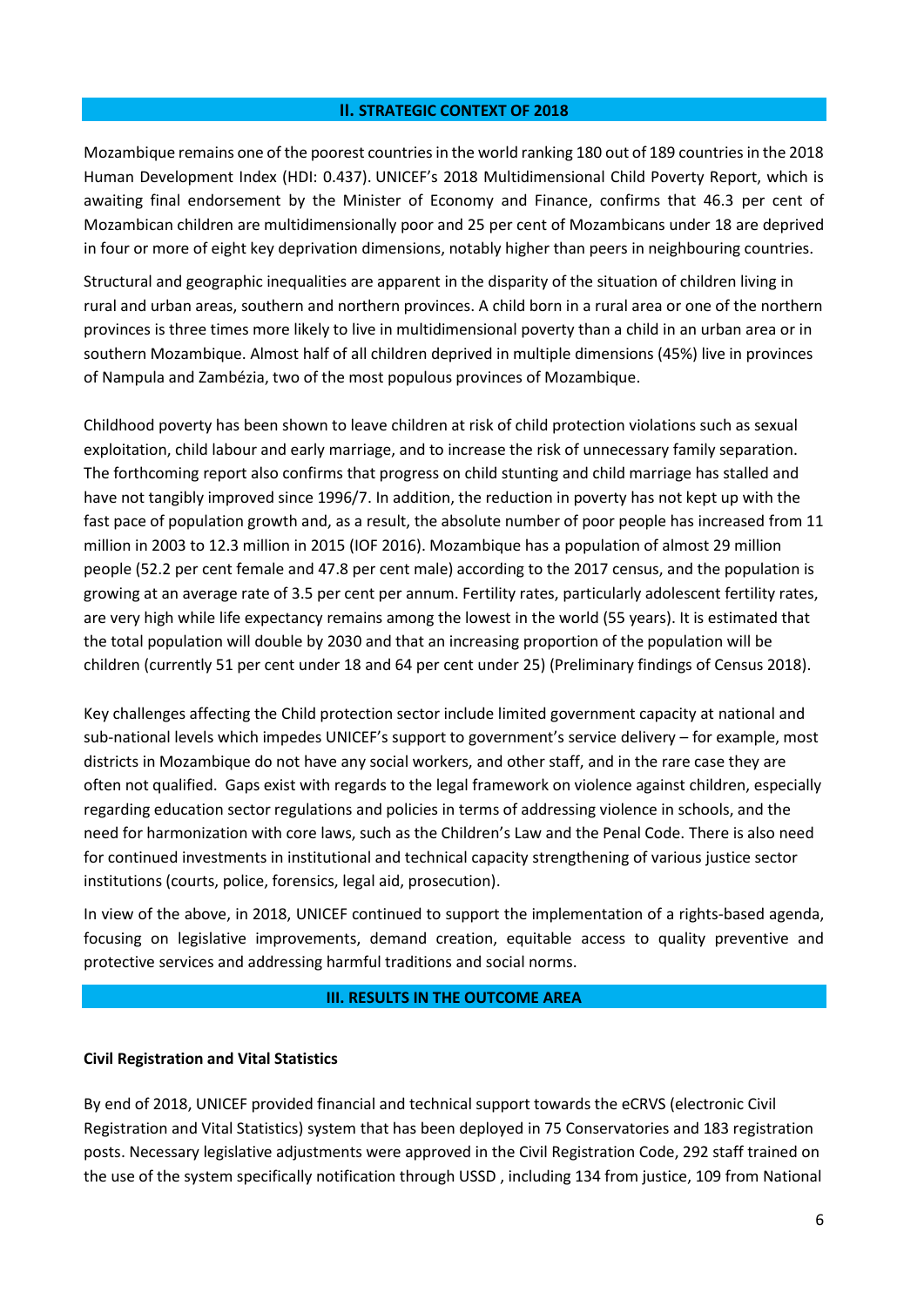## II. STRATEGIC CONTEXT OF 2018

Mozambique remains one of the poorest countries in the world ranking 180 out of 189 countries in the 2018 Human Development Index (HDI: 0.437). UNICEF's 2018 Multidimensional Child Poverty Report, which is awaiting final endorsement by the Minister of Economy and Finance, confirms that 46.3 per cent of Mozambican children are multidimensionally poor and 25 per cent of Mozambicans under 18 are deprived in four or more of eight key deprivation dimensions, notably higher than peers in neighbouring countries.

Structural and geographic inequalities are apparent in the disparity of the situation of children living in rural and urban areas, southern and northern provinces. A child born in a rural area or one of the northern provinces is three times more likely to live in multidimensional poverty than a child in an urban area or in southern Mozambique. Almost half of all children deprived in multiple dimensions (45%) live in provinces of Nampula and Zambézia, two of the most populous provinces of Mozambique.

Childhood poverty has been shown to leave children at risk of child protection violations such as sexual exploitation, child labour and early marriage, and to increase the risk of unnecessary family separation. The forthcoming report also confirms that progress on child stunting and child marriage has stalled and have not tangibly improved since 1996/7. In addition, the reduction in poverty has not kept up with the fast pace of population growth and, as a result, the absolute number of poor people has increased from 11 million in 2003 to 12.3 million in 2015 (IOF 2016). Mozambique has a population of almost 29 million people (52.2 per cent female and 47.8 per cent male) according to the 2017 census, and the population is growing at an average rate of 3.5 per cent per annum. Fertility rates, particularly adolescent fertility rates, are very high while life expectancy remains among the lowest in the world (55 years). It is estimated that the total population will double by 2030 and that an increasing proportion of the population will be children (currently 51 per cent under 18 and 64 per cent under 25) (Preliminary findings of Census 2018).

Key challenges affecting the Child protection sector include limited government capacity at national and sub-national levels which impedes UNICEF's support to government's service delivery – for example, most districts in Mozambique do not have any social workers, and other staff, and in the rare case they are often not qualified. Gaps exist with regards to the legal framework on violence against children, especially regarding education sector regulations and policies in terms of addressing violence in schools, and the need for harmonization with core laws, such as the Children's Law and the Penal Code. There is also need for continued investments in institutional and technical capacity strengthening of various justice sector institutions (courts, police, forensics, legal aid, prosecution).

In view of the above, in 2018, UNICEF continued to support the implementation of a rights-based agenda, focusing on legislative improvements, demand creation, equitable access to quality preventive and protective services and addressing harmful traditions and social norms.

## III. RESULTS IN THE OUTCOME AREA

### Civil Registration and Vital Statistics

By end of 2018, UNICEF provided financial and technical support towards the eCRVS (electronic Civil Registration and Vital Statistics) system that has been deployed in 75 Conservatories and 183 registration posts. Necessary legislative adjustments were approved in the Civil Registration Code, 292 staff trained on the use of the system specifically notification through USSD , including 134 from justice, 109 from National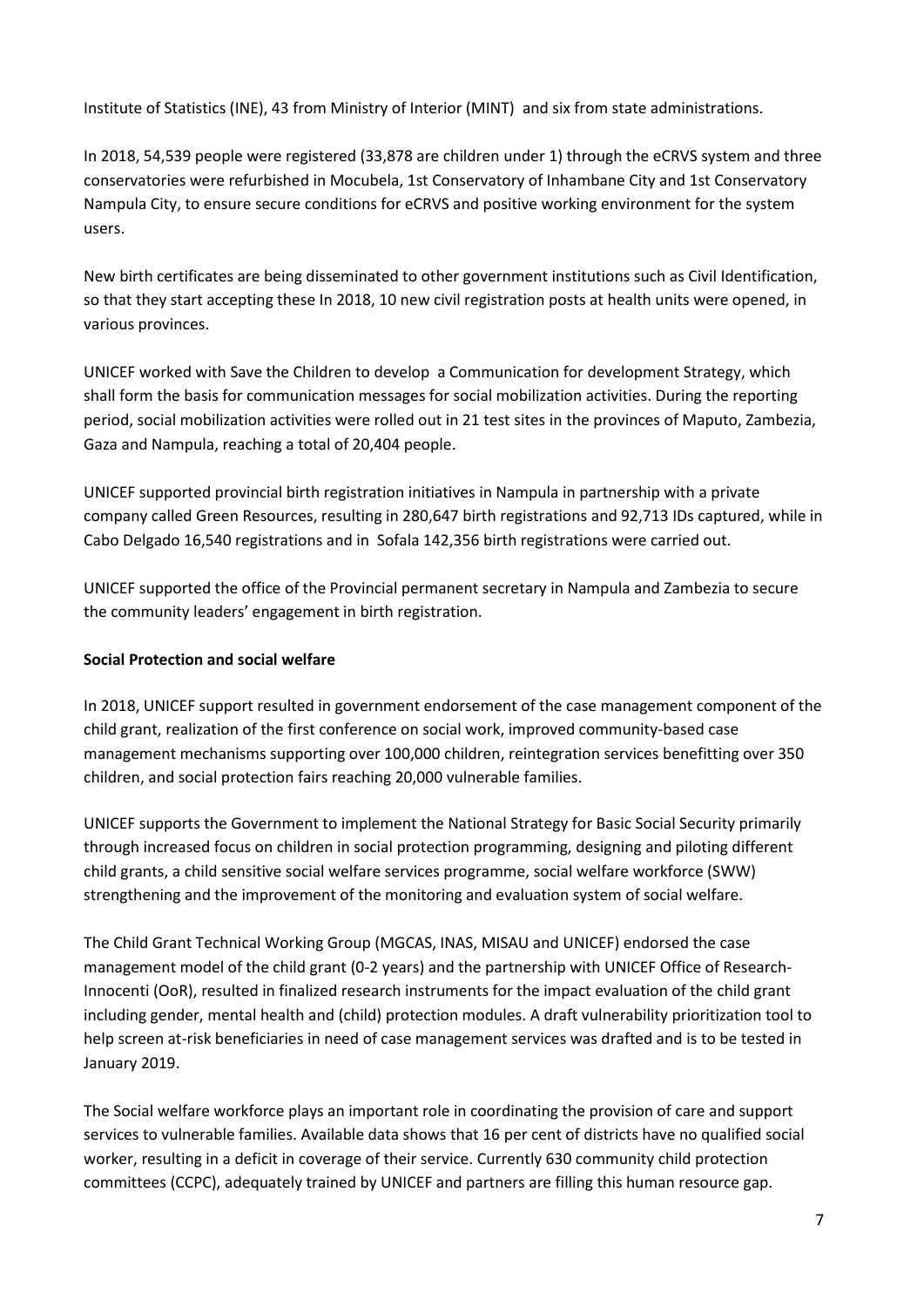Institute of Statistics (INE), 43 from Ministry of Interior (MINT) and six from state administrations.

In 2018, 54,539 people were registered (33,878 are children under 1) through the eCRVS system and three conservatories were refurbished in Mocubela, 1st Conservatory of Inhambane City and 1st Conservatory Nampula City, to ensure secure conditions for eCRVS and positive working environment for the system users.

New birth certificates are being disseminated to other government institutions such as Civil Identification, so that they start accepting these In 2018, 10 new civil registration posts at health units were opened, in various provinces.

UNICEF worked with Save the Children to develop a Communication for development Strategy, which shall form the basis for communication messages for social mobilization activities. During the reporting period, social mobilization activities were rolled out in 21 test sites in the provinces of Maputo, Zambezia, Gaza and Nampula, reaching a total of 20,404 people.

UNICEF supported provincial birth registration initiatives in Nampula in partnership with a private company called Green Resources, resulting in 280,647 birth registrations and 92,713 IDs captured, while in Cabo Delgado 16,540 registrations and in Sofala 142,356 birth registrations were carried out.

UNICEF supported the office of the Provincial permanent secretary in Nampula and Zambezia to secure the community leaders' engagement in birth registration.

**Social Protection and social welfare**

In 2018, UNICEF support resulted in government endorsement of the case management component of the child grant, realization of the first conference on social work, improved community-based case management mechanisms supporting over 100,000 children, reintegration services benefitting over 350 children, and social protection fairs reaching 20,000 vulnerable families.

UNICEF supports the Government to implement the National Strategy for Basic Social Security primarily through increased focus on children in social protection programming, designing and piloting different child grants, a child sensitive social welfare services programme, social welfare workforce (SWW) strengthening and the improvement of the monitoring and evaluation system of social welfare.

The Child Grant Technical Working Group (MGCAS, INAS, MISAU and UNICEF) endorsed the case management model of the child grant (0-2 years) and the partnership with UNICEF Office of Research-Innocenti (OoR), resulted in finalized research instruments for the impact evaluation of the child grant including gender, mental health and (child) protection modules. A draft vulnerability prioritization tool to help screen at-risk beneficiaries in need of case management services was drafted and is to be tested in January 2019.

The Social welfare workforce plays an important role in coordinating the provision of care and support services to vulnerable families. Available data shows that 16 per cent of districts have no qualified social worker, resulting in a deficit in coverage of their service. Currently 630 community child protection committees (CCPC), adequately trained by UNICEF and partners are filling this human resource gap.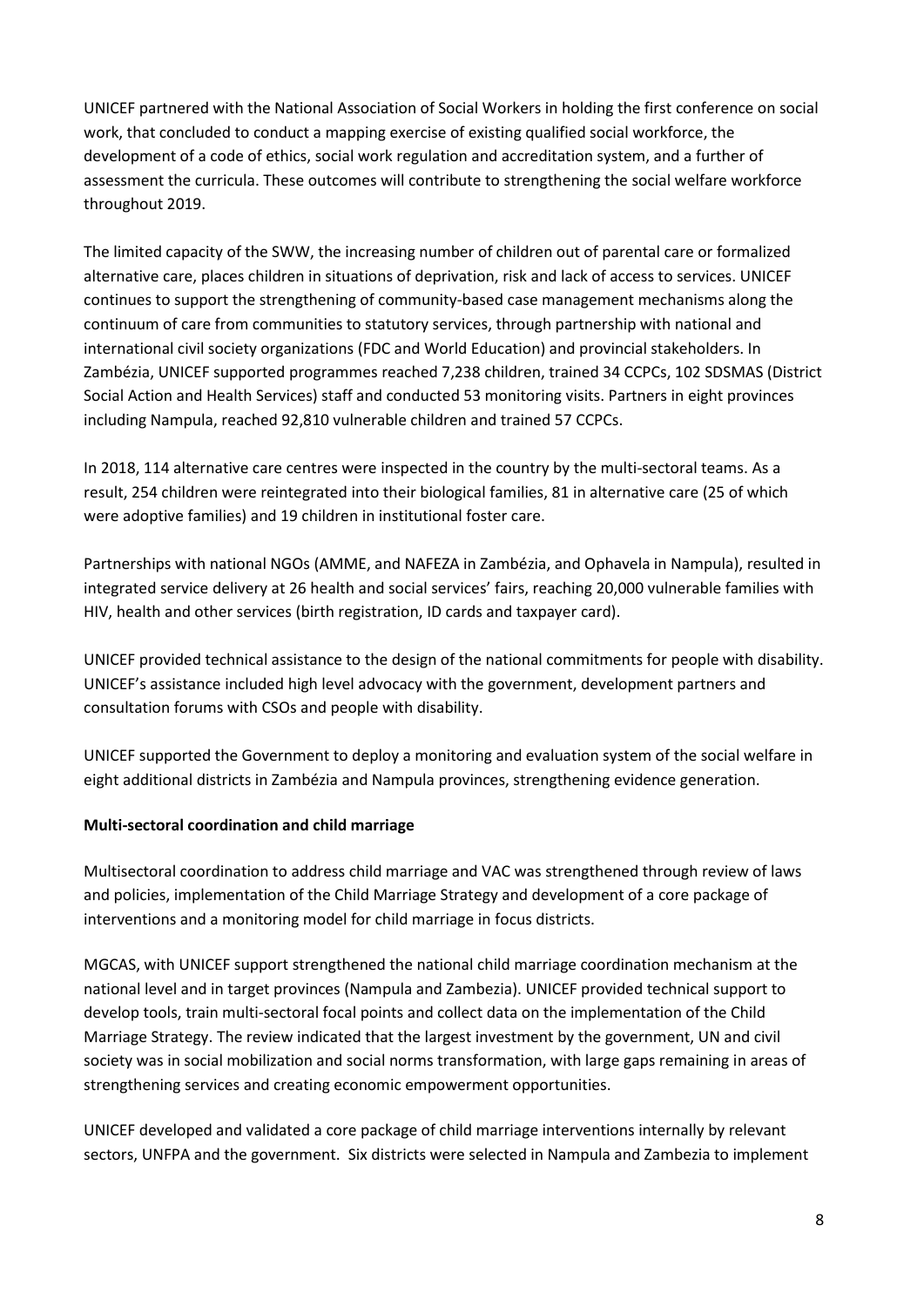UNICEF partnered with the National Association of Social Workers in holding the first conference on social work, that concluded to conduct a mapping exercise of existing qualified social workforce, the development of a code of ethics, social work regulation and accreditation system, and a further of assessment the curricula. These outcomes will contribute to strengthening the social welfare workforce throughout 2019.

The limited capacity of the SWW, the increasing number of children out of parental care or formalized alternative care, places children in situations of deprivation, risk and lack of access to services. UNICEF continues to support the strengthening of community-based case management mechanisms along the continuum of care from communities to statutory services, through partnership with national and international civil society organizations (FDC and World Education) and provincial stakeholders. In Zambézia, UNICEF supported programmes reached 7,238 children, trained 34 CCPCs, 102 SDSMAS (District Social Action and Health Services) staff and conducted 53 monitoring visits. Partners in eight provinces including Nampula, reached 92,810 vulnerable children and trained 57 CCPCs.

In 2018, 114 alternative care centres were inspected in the country by the multi-sectoral teams. As a result, 254 children were reintegrated into their biological families, 81 in alternative care (25 of which were adoptive families) and 19 children in institutional foster care.

Partnerships with national NGOs (AMME, and NAFEZA in Zambézia, and Ophavela in Nampula), resulted in integrated service delivery at 26 health and social services' fairs, reaching 20,000 vulnerable families with HIV, health and other services (birth registration, ID cards and taxpayer card).

UNICEF provided technical assistance to the design of the national commitments for people with disability. UNICEF's assistance included high level advocacy with the government, development partners and consultation forums with CSOs and people with disability.

UNICEF supported the Government to deploy a monitoring and evaluation system of the social welfare in eight additional districts in Zambézia and Nampula provinces, strengthening evidence generation.

**Multi-sectoral coordination and child marriage**

Multisectoral coordination to address child marriage and VAC was strengthened through review of laws and policies, implementation of the Child Marriage Strategy and development of a core package of interventions and a monitoring model for child marriage in focus districts.

MGCAS, with UNICEF support strengthened the national child marriage coordination mechanism at the national level and in target provinces (Nampula and Zambezia). UNICEF provided technical support to develop tools, train multi-sectoral focal points and collect data on the implementation of the Child Marriage Strategy. The review indicated that the largest investment by the government, UN and civil society was in social mobilization and social norms transformation, with large gaps remaining in areas of strengthening services and creating economic empowerment opportunities.

UNICEF developed and validated a core package of child marriage interventions internally by relevant sectors, UNFPA and the government. Six districts were selected in Nampula and Zambezia to implement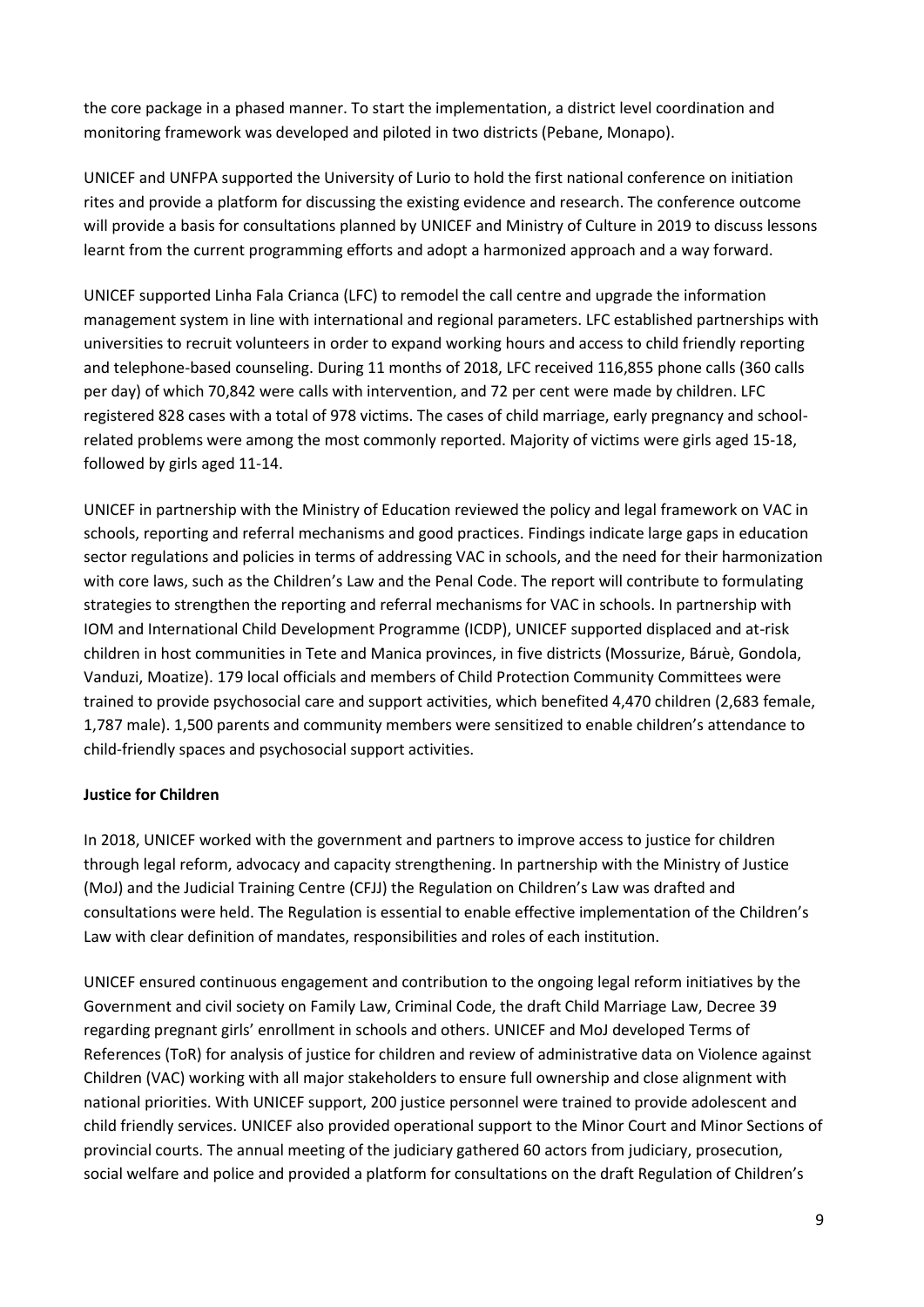the core package in a phased manner. To start the implementation, a district level coordination and monitoring framework was developed and piloted in two districts (Pebane, Monapo).

UNICEF and UNFPA supported the University of Lurio to hold the first national conference on initiation rites and provide a platform for discussing the existing evidence and research. The conference outcome will provide a basis for consultations planned by UNICEF and Ministry of Culture in 2019 to discuss lessons learnt from the current programming efforts and adopt a harmonized approach and a way forward.

UNICEF supported Linha Fala Crianca (LFC) to remodel the call centre and upgrade the information management system in line with international and regional parameters. LFC established partnerships with universities to recruit volunteers in order to expand working hours and access to child friendly reporting and telephone-based counseling. During 11 months of 2018, LFC received 116,855 phone calls (360 calls per day) of which 70,842 were calls with intervention, and 72 per cent were made by children. LFC registered 828 cases with a total of 978 victims. The cases of child marriage, early pregnancy and school-related problems were among the most commonly reported. Majority of victims were girls aged 15-18, followed by girls aged 11-14.

UNICEF in partnership with the Ministry of Education reviewed the policy and legal framework on VAC in schools, reporting and referral mechanisms and good practices. Findings indicate large gaps in education sector regulations and policies in terms of addressing VAC in schools, and the need for their harmonization with core laws, such as the Children's Law and the Penal Code. The report will contribute to formulating strategies to strengthen the reporting and referral mechanisms for VAC in schools. In partnership with IOM and International Child Development Programme (ICDP), UNICEF supported displaced and at-risk children in host communities in Tete and Manica provinces, in five districts (Mossurize, Báruè, Gondola, Vanduzi, Moatize). 179 local officials and members of Child Protection Community Committees were trained to provide psychosocial care and support activities, which benefited 4,470 children (2,683 female, 1,787 male). 1,500 parents and community members were sensitized to enable children's attendance to child-friendly spaces and psychosocial support activities.

**Justice for Children**

In 2018, UNICEF worked with the government and partners to improve access to justice for children through legal reform, advocacy and capacity strengthening. In partnership with the Ministry of Justice (MoJ) and the Judicial Training Centre (CFJJ) the Regulation on Children's Law was drafted and consultations were held. The Regulation is essential to enable effective implementation of the Children's Law with clear definition of mandates, responsibilities and roles of each institution.

UNICEF ensured continuous engagement and contribution to the ongoing legal reform initiatives by the Government and civil society on Family Law, Criminal Code, the draft Child Marriage Law, Decree 39 regarding pregnant girls' enrollment in schools and others. UNICEF and MoJ developed Terms of References (ToR) for analysis of justice for children and review of administrative data on Violence against Children (VAC) working with all major stakeholders to ensure full ownership and close alignment with national priorities. With UNICEF support, 200 justice personnel were trained to provide adolescent and child friendly services. UNICEF also provided operational support to the Minor Court and Minor Sections of provincial courts. The annual meeting of the judiciary gathered 60 actors from judiciary, prosecution, social welfare and police and provided a platform for consultations on the draft Regulation of Children's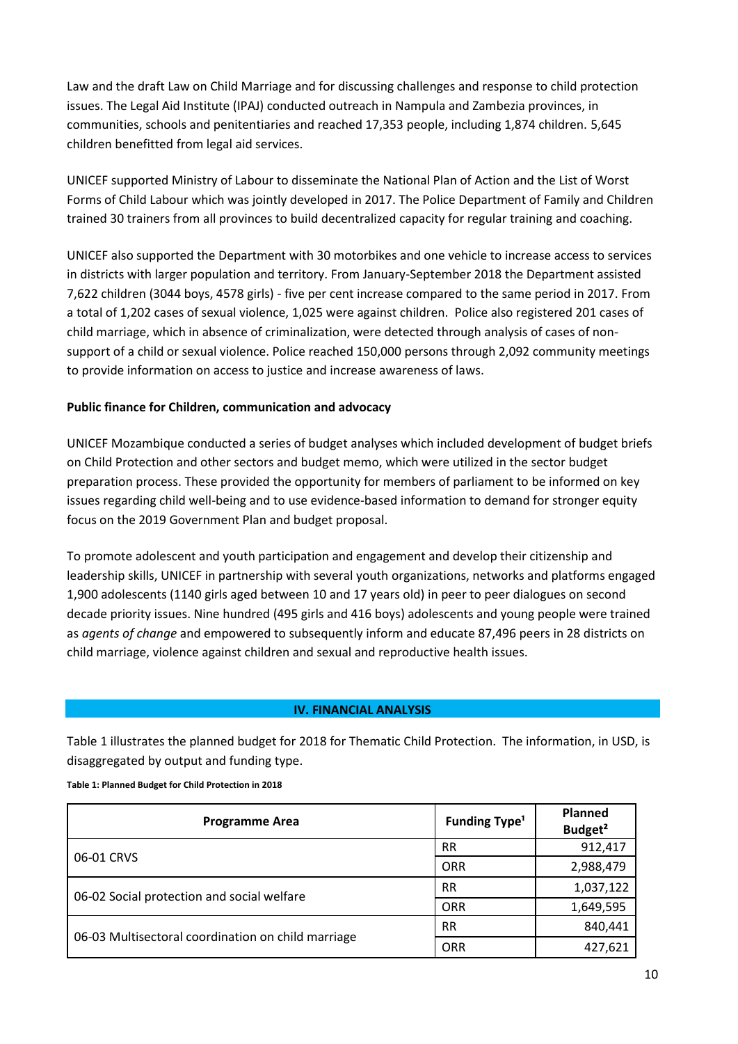Law and the draft Law on Child Marriage and for discussing challenges and response to child protection issues. The Legal Aid Institute (IPAJ) conducted outreach in Nampula and Zambezia provinces, in communities, schools and penitentiaries and reached 17,353 people, including 1,874 children. 5,645 children benefitted from legal aid services.

UNICEF supported Ministry of Labour to disseminate the National Plan of Action and the List of Worst Forms of Child Labour which was jointly developed in 2017. The Police Department of Family and Children trained 30 trainers from all provinces to build decentralized capacity for regular training and coaching.

UNICEF also supported the Department with 30 motorbikes and one vehicle to increase access to services in districts with larger population and territory. From January-September 2018 the Department assisted 7,622 children (3044 boys, 4578 girls) - five per cent increase compared to the same period in 2017. From a total of 1,202 cases of sexual violence, 1,025 were against children. Police also registered 201 cases of child marriage, which in absence of criminalization, were detected through analysis of cases of non-support of a child or sexual violence. Police reached 150,000 persons through 2,092 community meetings to provide information on access to justice and increase awareness of laws.

**Public finance for Children, communication and advocacy**

UNICEF Mozambique conducted a series of budget analyses which included development of budget briefs on Child Protection and other sectors and budget memo, which were utilized in the sector budget preparation process. These provided the opportunity for members of parliament to be informed on key issues regarding child well-being and to use evidence-based information to demand for stronger equity focus on the 2019 Government Plan and budget proposal.

To promote adolescent and youth participation and engagement and develop their citizenship and leadership skills, UNICEF in partnership with several youth organizations, networks and platforms engaged 1,900 adolescents (1140 girls aged between 10 and 17 years old) in peer to peer dialogues on second decade priority issues. Nine hundred (495 girls and 416 boys) adolescents and young people were trained as *agents of change* and empowered to subsequently inform and educate 87,496 peers in 28 districts on child marriage, violence against children and sexual and reproductive health issues.

## IV. FINANCIAL ANALYSIS

Table 1 illustrates the planned budget for 2018 for Thematic Child Protection. The information, in USD, is disaggregated by output and funding type.

**Table 1: Planned Budget for Child Protection in 2018**

| Programme Area | Funding Type[1] | Planned Budget[2] |
|---|---|---|
| 06-01 CRVS | RR | 912,417 |
| | ORR | 2,988,479 |
| 06-02 Social protection and social welfare | RR | 1,037,122 |
| | ORR | 1,649,595 |
| 06-03 Multisectoral coordination on child marriage | RR | 840,441 |
| | ORR | 427,621 |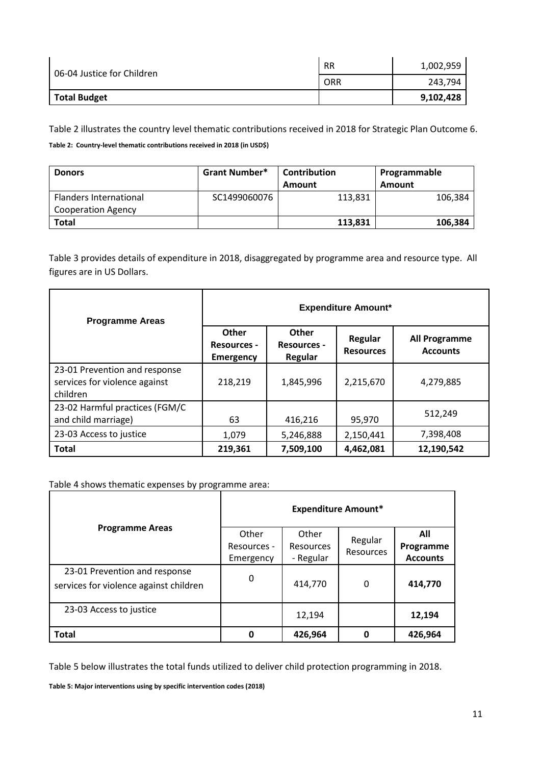| | | |
|---|---|---|
| 06-04 Justice for Children | RR | 1,002,959 |
| | ORR | 243,794 |
| **Total Budget** | | **9,102,428** |

Table 2 illustrates the country level thematic contributions received in 2018 for Strategic Plan Outcome 6.

**Table 2: Country-level thematic contributions received in 2018 (in USD$)**

| **Donors** | **Grant Number*** | **Contribution Amount** | **Programmable Amount** |
|---|---|---|---|
| Flanders International Cooperation Agency | SC1499060076 | 113,831 | 106,384 |
| **Total** | | **113,831** | **106,384** |

Table 3 provides details of expenditure in 2018, disaggregated by programme area and resource type. All figures are in US Dollars.

| **Programme Areas** | **Expenditure Amount*** | | | |
|---|---|---|---|---|
| | **Other Resources - Emergency** | **Other Resources - Regular** | **Regular Resources** | **All Programme Accounts** |
| 23-01 Prevention and response services for violence against children | 218,219 | 1,845,996 | 2,215,670 | 4,279,885 |
| 23-02 Harmful practices (FGM/C and child marriage) | 63 | 416,216 | 95,970 | 512,249 |
| 23-03 Access to justice | 1,079 | 5,246,888 | 2,150,441 | 7,398,408 |
| **Total** | **219,361** | **7,509,100** | **4,462,081** | **12,190,542** |

Table 4 shows thematic expenses by programme area:

| **Programme Areas** | **Expenditure Amount*** | | | |
|---|---|---|---|---|
| | Other Resources - Emergency | Other Resources - Regular | Regular Resources | **All Programme Accounts** |
| 23-01 Prevention and response services for violence against children | 0 | 414,770 | 0 | **414,770** |
| 23-03 Access to justice | | 12,194 | | **12,194** |
| **Total** | **0** | **426,964** | **0** | **426,964** |

Table 5 below illustrates the total funds utilized to deliver child protection programming in 2018.

**Table 5: Major interventions using by specific intervention codes (2018)**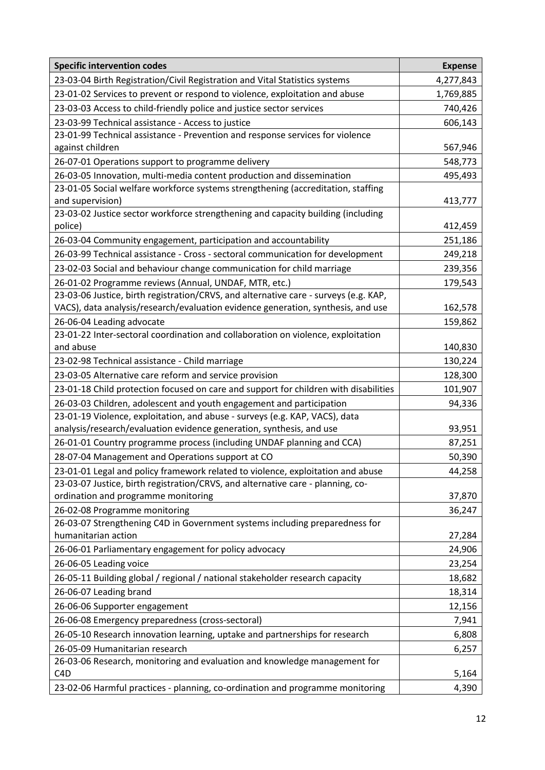| Specific intervention codes | Expense |
|---|---:|
| 23-03-04 Birth Registration/Civil Registration and Vital Statistics systems | 4,277,843 |
| 23-01-02 Services to prevent or respond to violence, exploitation and abuse | 1,769,885 |
| 23-03-03 Access to child-friendly police and justice sector services | 740,426 |
| 23-03-99 Technical assistance - Access to justice | 606,143 |
| 23-01-99 Technical assistance - Prevention and response services for violence against children | 567,946 |
| 26-07-01 Operations support to programme delivery | 548,773 |
| 26-03-05 Innovation, multi-media content production and dissemination | 495,493 |
| 23-01-05 Social welfare workforce systems strengthening (accreditation, staffing and supervision) | 413,777 |
| 23-03-02 Justice sector workforce strengthening and capacity building (including police) | 412,459 |
| 26-03-04 Community engagement, participation and accountability | 251,186 |
| 26-03-99 Technical assistance - Cross - sectoral communication for development | 249,218 |
| 23-02-03 Social and behaviour change communication for child marriage | 239,356 |
| 26-01-02 Programme reviews (Annual, UNDAF, MTR, etc.) | 179,543 |
| 23-03-06 Justice, birth registration/CRVS, and alternative care - surveys (e.g. KAP, VACS), data analysis/research/evaluation evidence generation, synthesis, and use | 162,578 |
| 26-06-04 Leading advocate | 159,862 |
| 23-01-22 Inter-sectoral coordination and collaboration on violence, exploitation and abuse | 140,830 |
| 23-02-98 Technical assistance - Child marriage | 130,224 |
| 23-03-05 Alternative care reform and service provision | 128,300 |
| 23-01-18 Child protection focused on care and support for children with disabilities | 101,907 |
| 26-03-03 Children, adolescent and youth engagement and participation | 94,336 |
| 23-01-19 Violence, exploitation, and abuse - surveys (e.g. KAP, VACS), data analysis/research/evaluation evidence generation, synthesis, and use | 93,951 |
| 26-01-01 Country programme process (including UNDAF planning and CCA) | 87,251 |
| 28-07-04 Management and Operations support at CO | 50,390 |
| 23-01-01 Legal and policy framework related to violence, exploitation and abuse | 44,258 |
| 23-03-07 Justice, birth registration/CRVS, and alternative care - planning, co-ordination and programme monitoring | 37,870 |
| 26-02-08 Programme monitoring | 36,247 |
| 26-03-07 Strengthening C4D in Government systems including preparedness for humanitarian action | 27,284 |
| 26-06-01 Parliamentary engagement for policy advocacy | 24,906 |
| 26-06-05 Leading voice | 23,254 |
| 26-05-11 Building global / regional / national stakeholder research capacity | 18,682 |
| 26-06-07 Leading brand | 18,314 |
| 26-06-06 Supporter engagement | 12,156 |
| 26-06-08 Emergency preparedness (cross-sectoral) | 7,941 |
| 26-05-10 Research innovation learning, uptake and partnerships for research | 6,808 |
| 26-05-09 Humanitarian research | 6,257 |
| 26-03-06 Research, monitoring and evaluation and knowledge management for C4D | 5,164 |
| 23-02-06 Harmful practices - planning, co-ordination and programme monitoring | 4,390 |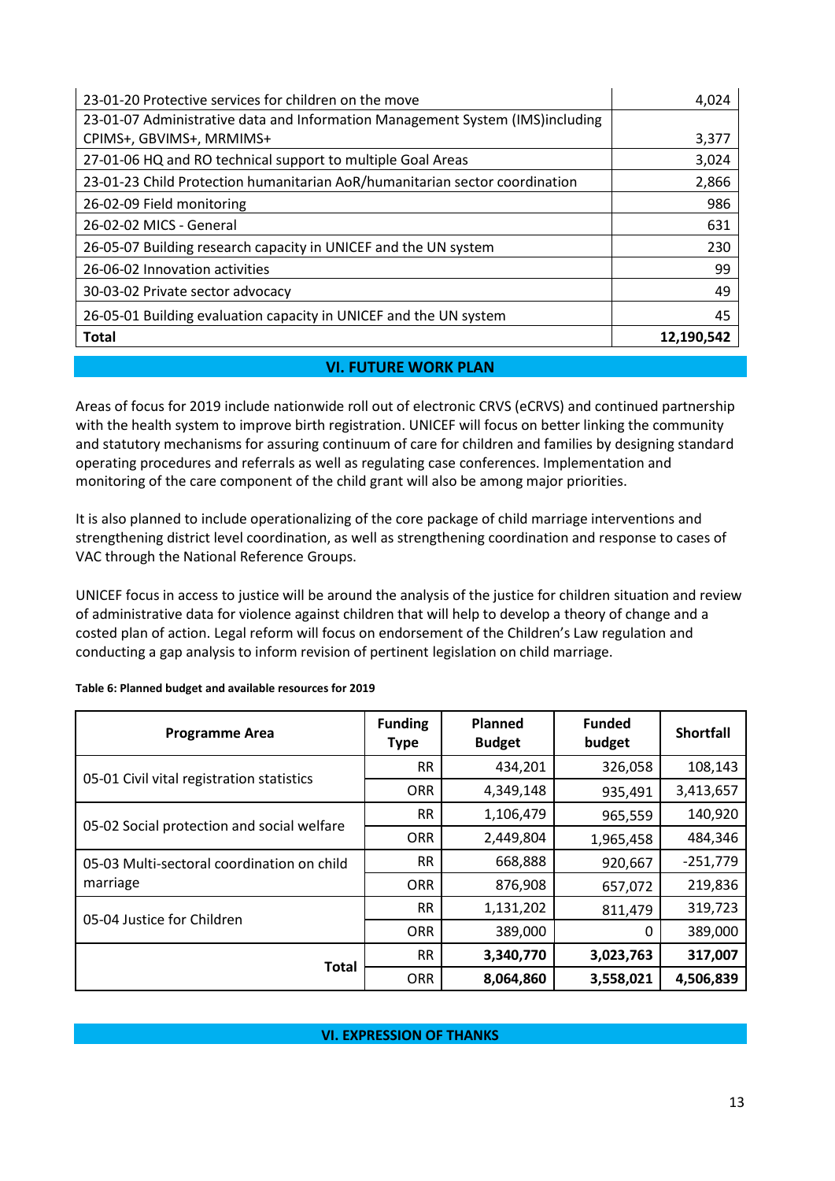| | |
|---|---|
| 23-01-20 Protective services for children on the move | 4,024 |
| 23-01-07 Administrative data and Information Management System (IMS)including CPIMS+, GBVIMS+, MRMIMS+ | 3,377 |
| 27-01-06 HQ and RO technical support to multiple Goal Areas | 3,024 |
| 23-01-23 Child Protection humanitarian AoR/humanitarian sector coordination | 2,866 |
| 26-02-09 Field monitoring | 986 |
| 26-02-02 MICS - General | 631 |
| 26-05-07 Building research capacity in UNICEF and the UN system | 230 |
| 26-06-02 Innovation activities | 99 |
| 30-03-02 Private sector advocacy | 49 |
| 26-05-01 Building evaluation capacity in UNICEF and the UN system | 45 |
| **Total** | **12,190,542** |

## VI. FUTURE WORK PLAN

Areas of focus for 2019 include nationwide roll out of electronic CRVS (eCRVS) and continued partnership with the health system to improve birth registration. UNICEF will focus on better linking the community and statutory mechanisms for assuring continuum of care for children and families by designing standard operating procedures and referrals as well as regulating case conferences. Implementation and monitoring of the care component of the child grant will also be among major priorities.

It is also planned to include operationalizing of the core package of child marriage interventions and strengthening district level coordination, as well as strengthening coordination and response to cases of VAC through the National Reference Groups.

UNICEF focus in access to justice will be around the analysis of the justice for children situation and review of administrative data for violence against children that will help to develop a theory of change and a costed plan of action. Legal reform will focus on endorsement of the Children's Law regulation and conducting a gap analysis to inform revision of pertinent legislation on child marriage.

**Table 6: Planned budget and available resources for 2019**

| Programme Area | Funding Type | Planned Budget | Funded budget | Shortfall |
|---|---|---|---|---|
| 05-01 Civil vital registration statistics | RR | 434,201 | 326,058 | 108,143 |
| | ORR | 4,349,148 | 935,491 | 3,413,657 |
| 05-02 Social protection and social welfare | RR | 1,106,479 | 965,559 | 140,920 |
| | ORR | 2,449,804 | 1,965,458 | 484,346 |
| 05-03 Multi-sectoral coordination on child marriage | RR | 668,888 | 920,667 | -251,779 |
| | ORR | 876,908 | 657,072 | 219,836 |
| 05-04 Justice for Children | RR | 1,131,202 | 811,479 | 319,723 |
| | ORR | 389,000 | 0 | 389,000 |
| **Total** | RR | **3,340,770** | **3,023,763** | **317,007** |
| | ORR | **8,064,860** | **3,558,021** | **4,506,839** |

## VI. EXPRESSION OF THANKS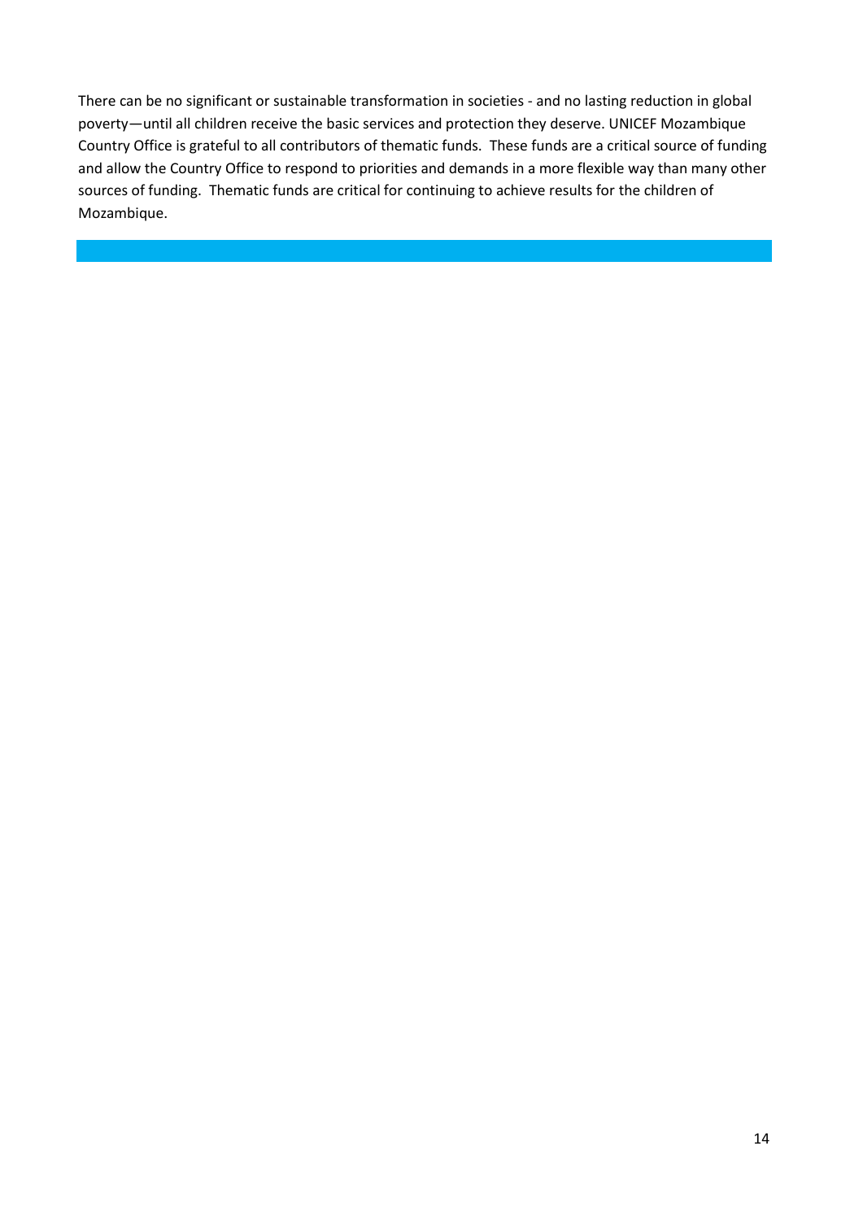There can be no significant or sustainable transformation in societies - and no lasting reduction in global poverty—until all children receive the basic services and protection they deserve. UNICEF Mozambique Country Office is grateful to all contributors of thematic funds. These funds are a critical source of funding and allow the Country Office to respond to priorities and demands in a more flexible way than many other sources of funding. Thematic funds are critical for continuing to achieve results for the children of Mozambique.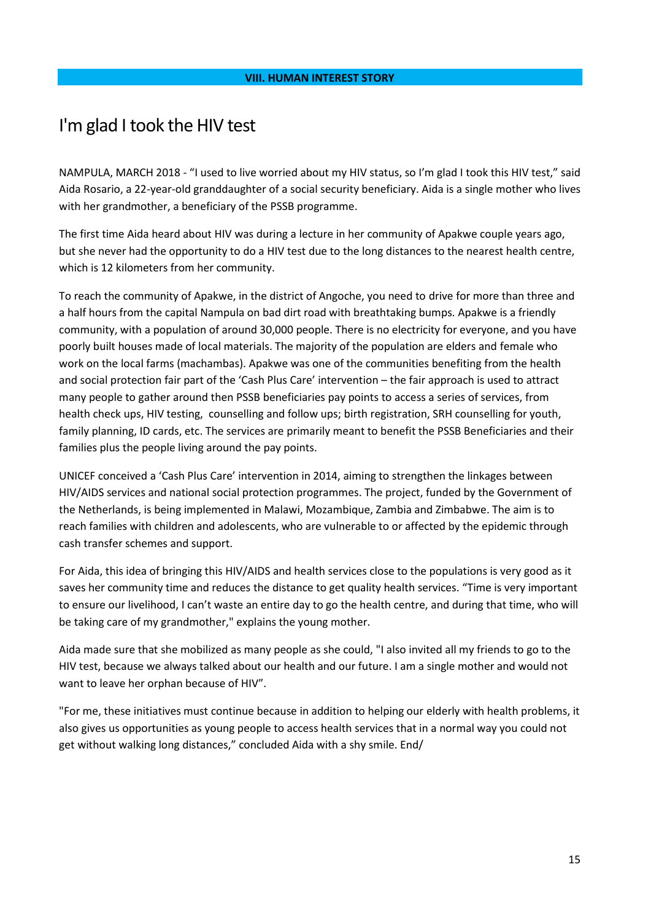## VIII. HUMAN INTEREST STORY

# I'm glad I took the HIV test

NAMPULA, MARCH 2018 - "I used to live worried about my HIV status, so I'm glad I took this HIV test," said Aida Rosario, a 22-year-old granddaughter of a social security beneficiary. Aida is a single mother who lives with her grandmother, a beneficiary of the PSSB programme.

The first time Aida heard about HIV was during a lecture in her community of Apakwe couple years ago, but she never had the opportunity to do a HIV test due to the long distances to the nearest health centre, which is 12 kilometers from her community.

To reach the community of Apakwe, in the district of Angoche, you need to drive for more than three and a half hours from the capital Nampula on bad dirt road with breathtaking bumps. Apakwe is a friendly community, with a population of around 30,000 people. There is no electricity for everyone, and you have poorly built houses made of local materials. The majority of the population are elders and female who work on the local farms (machambas). Apakwe was one of the communities benefiting from the health and social protection fair part of the 'Cash Plus Care' intervention – the fair approach is used to attract many people to gather around then PSSB beneficiaries pay points to access a series of services, from health check ups, HIV testing, counselling and follow ups; birth registration, SRH counselling for youth, family planning, ID cards, etc. The services are primarily meant to benefit the PSSB Beneficiaries and their families plus the people living around the pay points.

UNICEF conceived a 'Cash Plus Care' intervention in 2014, aiming to strengthen the linkages between HIV/AIDS services and national social protection programmes. The project, funded by the Government of the Netherlands, is being implemented in Malawi, Mozambique, Zambia and Zimbabwe. The aim is to reach families with children and adolescents, who are vulnerable to or affected by the epidemic through cash transfer schemes and support.

For Aida, this idea of bringing this HIV/AIDS and health services close to the populations is very good as it saves her community time and reduces the distance to get quality health services. "Time is very important to ensure our livelihood, I can't waste an entire day to go the health centre, and during that time, who will be taking care of my grandmother," explains the young mother.

Aida made sure that she mobilized as many people as she could, "I also invited all my friends to go to the HIV test, because we always talked about our health and our future. I am a single mother and would not want to leave her orphan because of HIV".

"For me, these initiatives must continue because in addition to helping our elderly with health problems, it also gives us opportunities as young people to access health services that in a normal way you could not get without walking long distances," concluded Aida with a shy smile. End/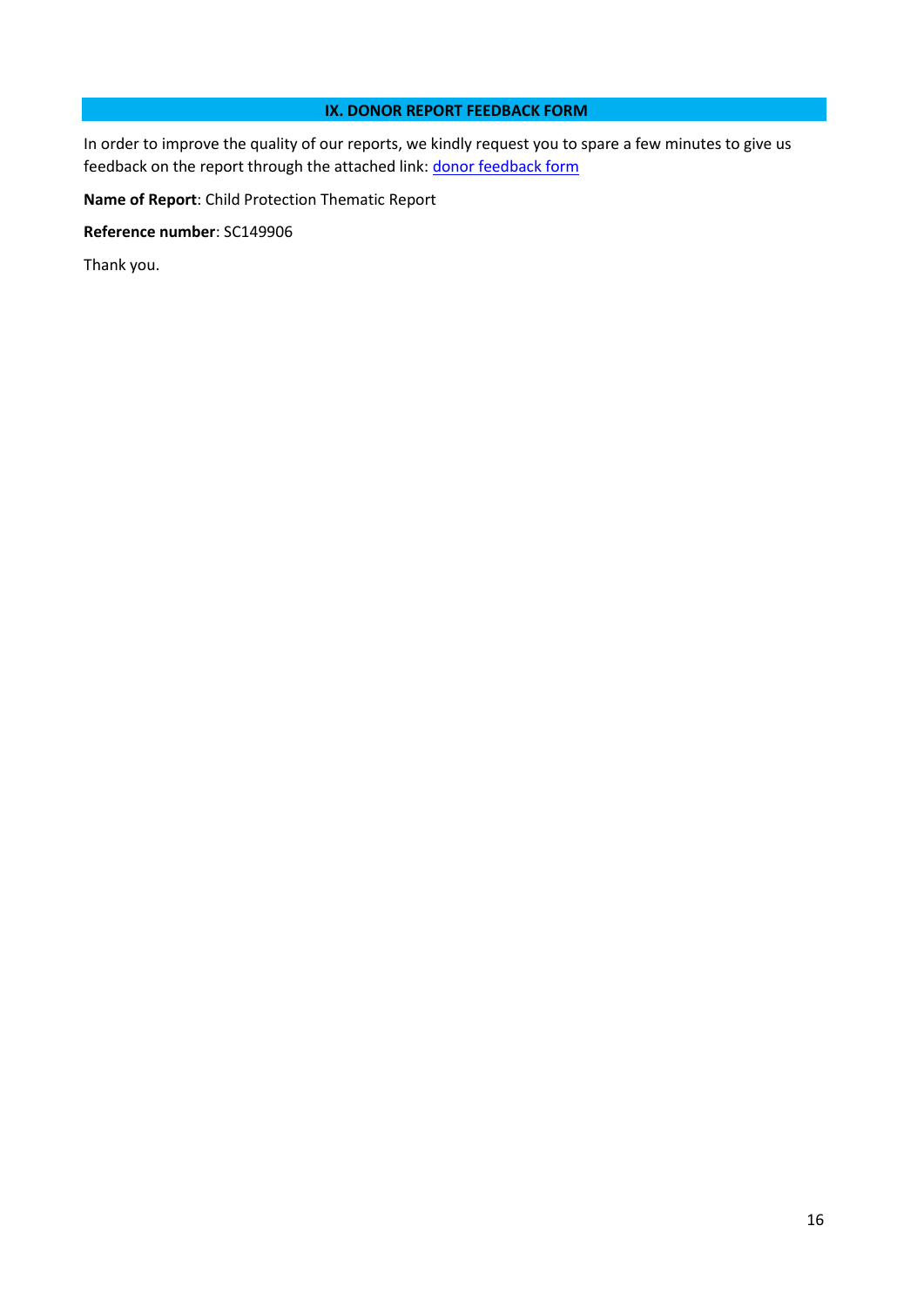## IX. DONOR REPORT FEEDBACK FORM

In order to improve the quality of our reports, we kindly request you to spare a few minutes to give us feedback on the report through the attached link: donor feedback form

**Name of Report**: Child Protection Thematic Report

**Reference number**: SC149906

Thank you.